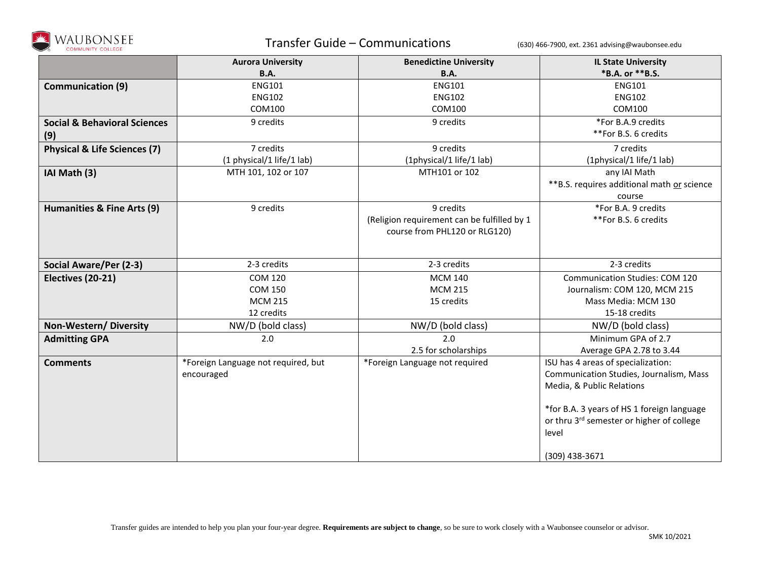# Transfer Guide – Communications

(630) 466-7900, ext. 2361 advising@waubonsee.edu

| | Aurora University B.A. | Benedictine University B.A. | IL State University *B.A. or **B.S. |
|---|---|---|---|
| **Communication (9)** | ENG101<br>ENG102<br>COM100 | ENG101<br>ENG102<br>COM100 | ENG101<br>ENG102<br>COM100 |
| **Social & Behavioral Sciences (9)** | 9 credits | 9 credits | *For B.A.9 credits<br>**For B.S. 6 credits |
| **Physical & Life Sciences (7)** | 7 credits<br>(1 physical/1 life/1 lab) | 9 credits<br>(1physical/1 life/1 lab) | 7 credits<br>(1physical/1 life/1 lab) |
| **IAI Math (3)** | MTH 101, 102 or 107 | MTH101 or 102 | any IAI Math<br>**B.S. requires additional math or science course |
| **Humanities & Fine Arts (9)** | 9 credits | 9 credits<br>(Religion requirement can be fulfilled by 1 course from PHL120 or RLG120) | *For B.A. 9 credits<br>**For B.S. 6 credits |
| **Social Aware/Per (2-3)** | 2-3 credits | 2-3 credits | 2-3 credits |
| **Electives (20-21)** | COM 120<br>COM 150<br>MCM 215<br>12 credits | MCM 140<br>MCM 215<br>15 credits | Communication Studies: COM 120<br>Journalism: COM 120, MCM 215<br>Mass Media: MCM 130<br>15-18 credits |
| **Non-Western/ Diversity** | NW/D (bold class) | NW/D (bold class) | NW/D (bold class) |
| **Admitting GPA** | 2.0 | 2.0<br>2.5 for scholarships | Minimum GPA of 2.7<br>Average GPA 2.78 to 3.44 |
| **Comments** | *Foreign Language not required, but encouraged | *Foreign Language not required | ISU has 4 areas of specialization: Communication Studies, Journalism, Mass Media, & Public Relations<br><br>*for B.A. 3 years of HS 1 foreign language or thru 3rd semester or higher of college level<br><br>(309) 438-3671 |

Transfer guides are intended to help you plan your four-year degree. **Requirements are subject to change**, so be sure to work closely with a Waubonsee counselor or advisor.

SMK 10/2021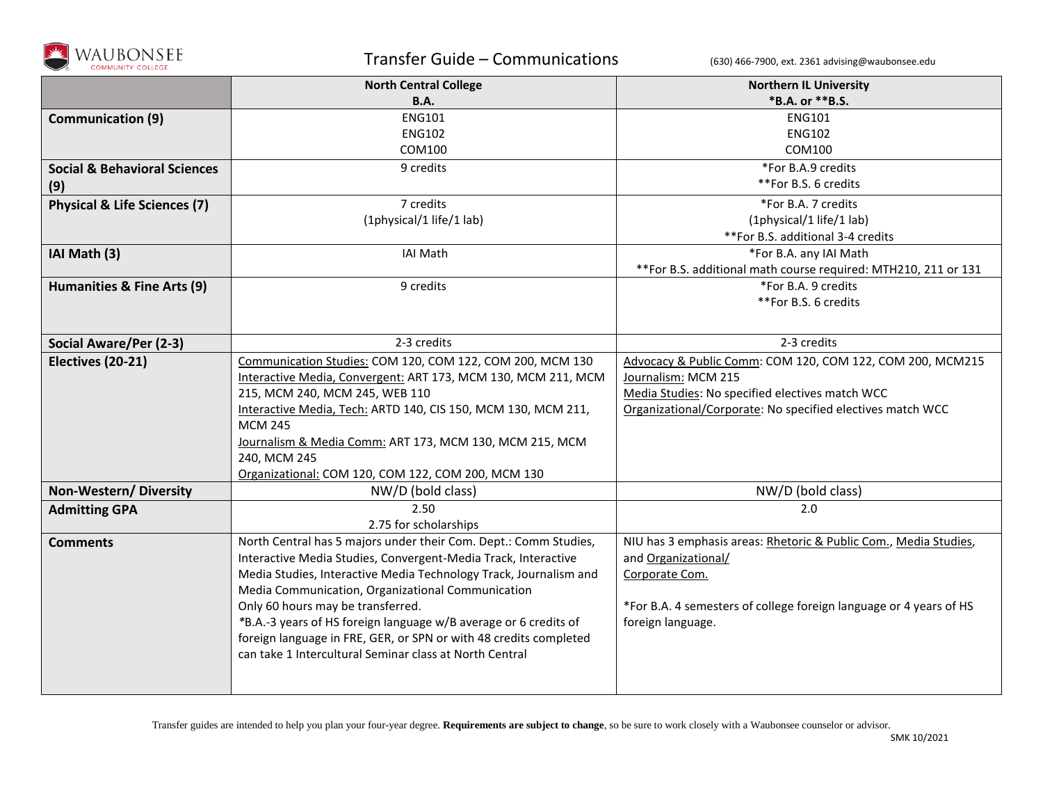# Transfer Guide – Communications

(630) 466-7900, ext. 2361 advising@waubonsee.edu

| | North Central College<br>B.A. | Northern IL University<br>*B.A. or **B.S. |
|---|---|---|
| **Communication (9)** | ENG101<br>ENG102<br>COM100 | ENG101<br>ENG102<br>COM100 |
| **Social & Behavioral Sciences (9)** | 9 credits | *For B.A.9 credits<br>**For B.S. 6 credits |
| **Physical & Life Sciences (7)** | 7 credits<br>(1physical/1 life/1 lab) | *For B.A. 7 credits<br>(1physical/1 life/1 lab)<br>**For B.S. additional 3-4 credits |
| **IAI Math (3)** | IAI Math | *For B.A. any IAI Math<br>**For B.S. additional math course required: MTH210, 211 or 131 |
| **Humanities & Fine Arts (9)** | 9 credits | *For B.A. 9 credits<br>**For B.S. 6 credits |
| **Social Aware/Per (2-3)** | 2-3 credits | 2-3 credits |
| **Electives (20-21)** | Communication Studies: COM 120, COM 122, COM 200, MCM 130<br>Interactive Media, Convergent: ART 173, MCM 130, MCM 211, MCM 215, MCM 240, MCM 245, WEB 110<br>Interactive Media, Tech: ARTD 140, CIS 150, MCM 130, MCM 211, MCM 245<br>Journalism & Media Comm: ART 173, MCM 130, MCM 215, MCM 240, MCM 245<br>Organizational: COM 120, COM 122, COM 200, MCM 130 | Advocacy & Public Comm: COM 120, COM 122, COM 200, MCM215<br>Journalism: MCM 215<br>Media Studies: No specified electives match WCC<br>Organizational/Corporate: No specified electives match WCC |
| **Non-Western/ Diversity** | NW/D (bold class) | NW/D (bold class) |
| **Admitting GPA** | 2.50<br>2.75 for scholarships | 2.0 |
| **Comments** | North Central has 5 majors under their Com. Dept.: Comm Studies, Interactive Media Studies, Convergent-Media Track, Interactive Media Studies, Interactive Media Technology Track, Journalism and Media Communication, Organizational Communication<br>Only 60 hours may be transferred.<br>*B.A.-3 years of HS foreign language w/B average or 6 credits of foreign language in FRE, GER, or SPN or with 48 credits completed can take 1 Intercultural Seminar class at North Central | NIU has 3 emphasis areas: Rhetoric & Public Com., Media Studies, and Organizational/ Corporate Com.<br><br>*For B.A. 4 semesters of college foreign language or 4 years of HS foreign language. |

Transfer guides are intended to help you plan your four-year degree. **Requirements are subject to change**, so be sure to work closely with a Waubonsee counselor or advisor.

SMK 10/2021